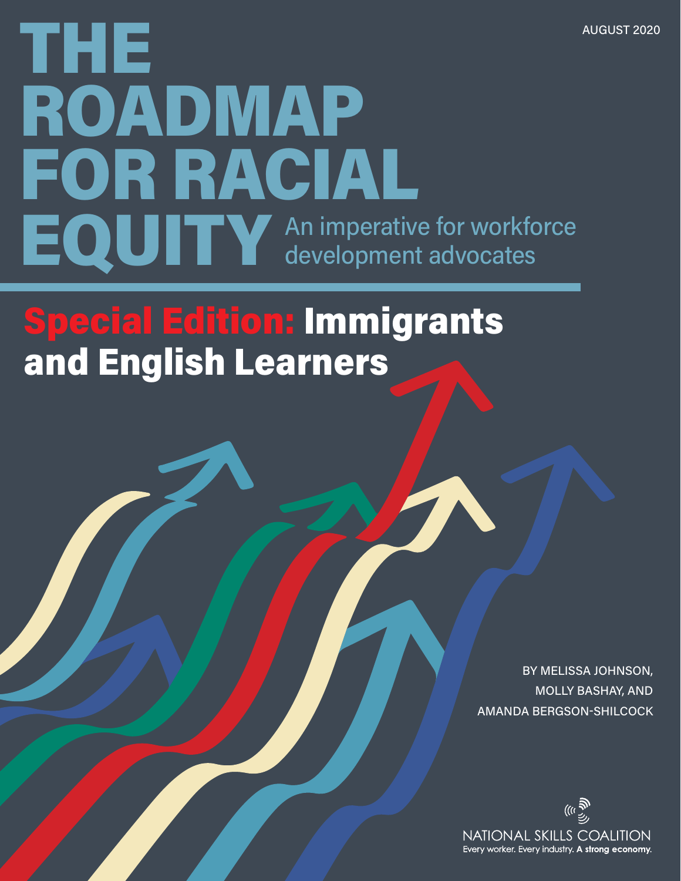AUGUST 2020

# THE ROADMAP FOR RACIAL EQUITY

An imperative for workforce development advocates

## Special Edition: Immigrants and English Learners

BY MELISSA JOHNSON, MOLLY BASHAY, AND AMANDA BERGSON-SHILCOCK

NATIONAL SKILLS COALITION

Every worker. Every industry. **A strong economy.**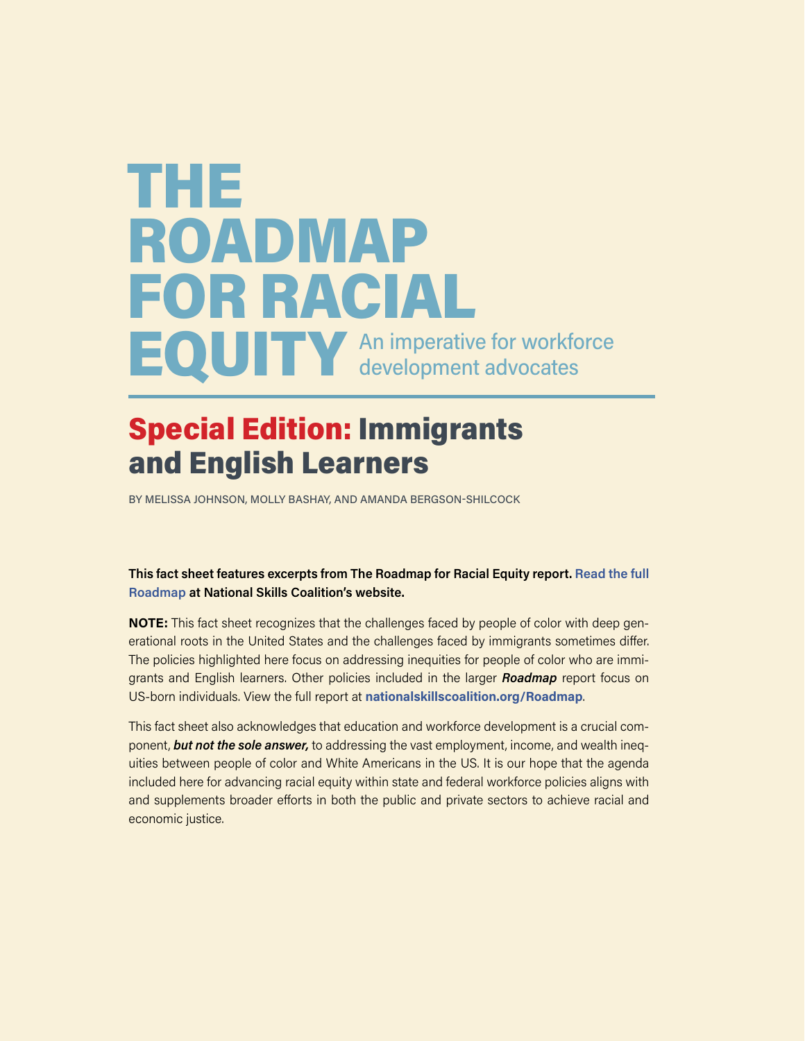# THE ROADMAP FOR RACIAL EQUITY

An imperative for workforce development advocates

## Special Edition: Immigrants and English Learners

BY MELISSA JOHNSON, MOLLY BASHAY, AND AMANDA BERGSON-SHILCOCK

**This fact sheet features excerpts from The Roadmap for Racial Equity report. Read the full Roadmap at National Skills Coalition's website.**

**NOTE:** This fact sheet recognizes that the challenges faced by people of color with deep generational roots in the United States and the challenges faced by immigrants sometimes differ. The policies highlighted here focus on addressing inequities for people of color who are immigrants and English learners. Other policies included in the larger ***Roadmap*** report focus on US-born individuals. View the full report at **nationalskillscoalition.org/Roadmap**.

This fact sheet also acknowledges that education and workforce development is a crucial component, ***but not the sole answer,*** to addressing the vast employment, income, and wealth inequities between people of color and White Americans in the US. It is our hope that the agenda included here for advancing racial equity within state and federal workforce policies aligns with and supplements broader efforts in both the public and private sectors to achieve racial and economic justice.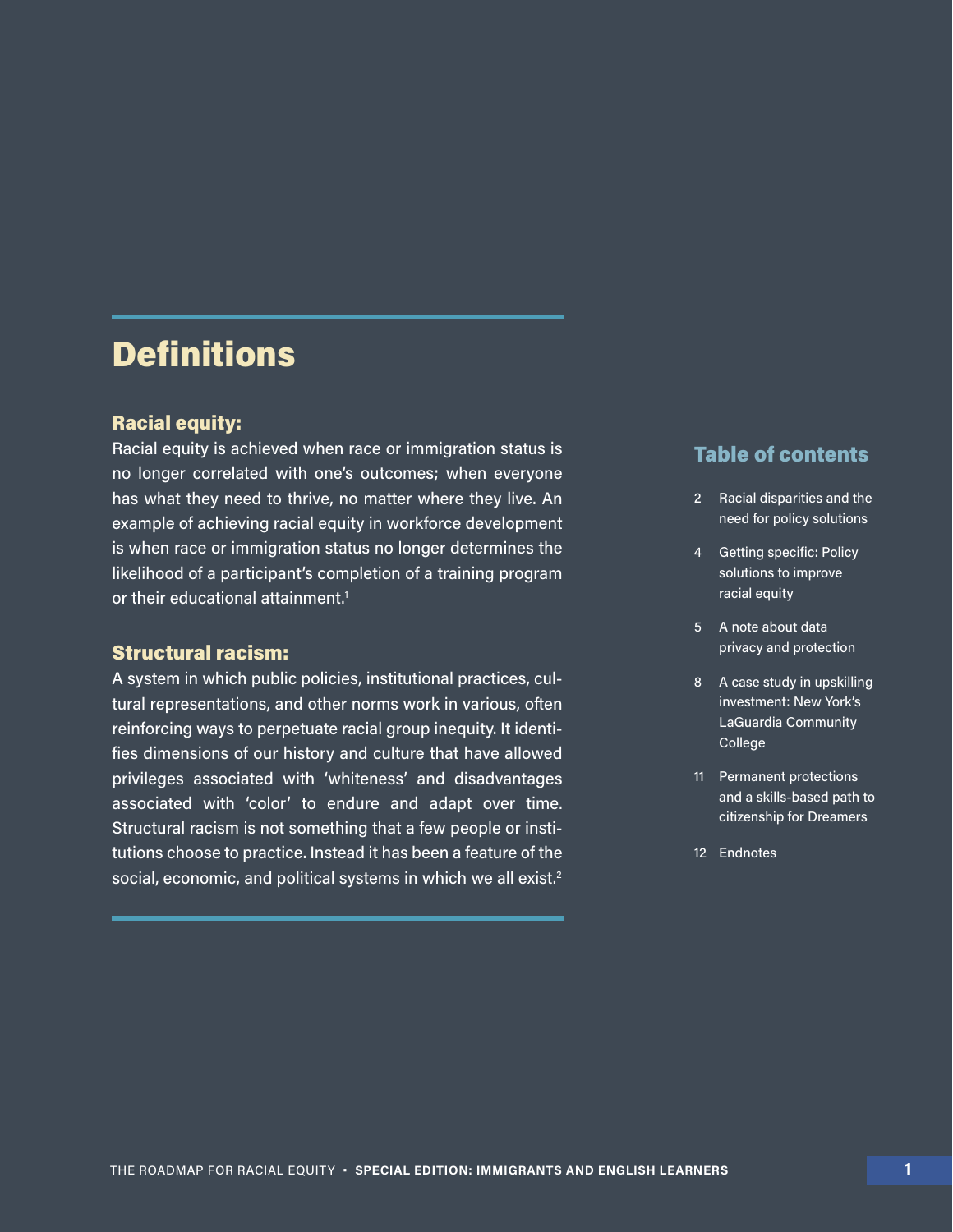## Definitions

### Racial equity:

Racial equity is achieved when race or immigration status is no longer correlated with one's outcomes; when everyone has what they need to thrive, no matter where they live. An example of achieving racial equity in workforce development is when race or immigration status no longer determines the likelihood of a participant's completion of a training program or their educational attainment.[1]

### Structural racism:

A system in which public policies, institutional practices, cultural representations, and other norms work in various, often reinforcing ways to perpetuate racial group inequity. It identifies dimensions of our history and culture that have allowed privileges associated with 'whiteness' and disadvantages associated with 'color' to endure and adapt over time. Structural racism is not something that a few people or institutions choose to practice. Instead it has been a feature of the social, economic, and political systems in which we all exist.[2]

### Table of contents

- 2 Racial disparities and the need for policy solutions
- 4 Getting specific: Policy solutions to improve racial equity
- 5 A note about data privacy and protection
- 8 A case study in upskilling investment: New York's LaGuardia Community College
- 11 Permanent protections and a skills-based path to citizenship for Dreamers
- 12 Endnotes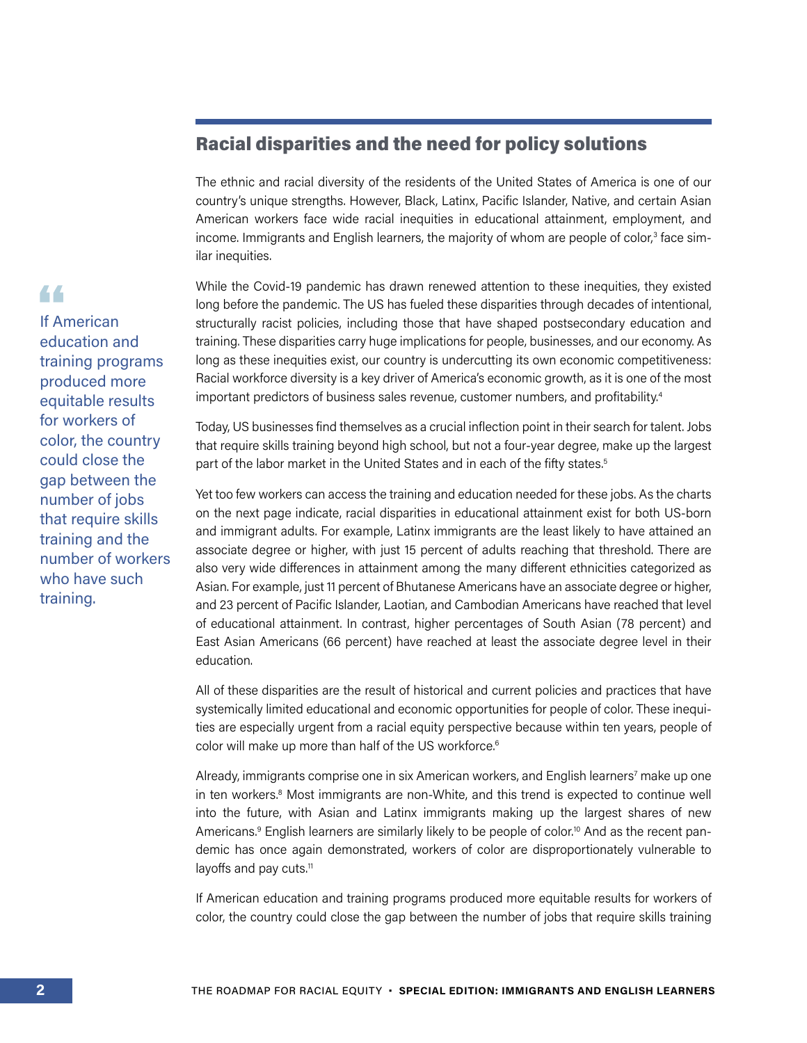## Racial disparities and the need for policy solutions

The ethnic and racial diversity of the residents of the United States of America is one of our country's unique strengths. However, Black, Latinx, Pacific Islander, Native, and certain Asian American workers face wide racial inequities in educational attainment, employment, and income. Immigrants and English learners, the majority of whom are people of color,[3] face similar inequities.

> If American education and training programs produced more equitable results for workers of color, the country could close the gap between the number of jobs that require skills training and the number of workers who have such training.

While the Covid-19 pandemic has drawn renewed attention to these inequities, they existed long before the pandemic. The US has fueled these disparities through decades of intentional, structurally racist policies, including those that have shaped postsecondary education and training. These disparities carry huge implications for people, businesses, and our economy. As long as these inequities exist, our country is undercutting its own economic competitiveness: Racial workforce diversity is a key driver of America's economic growth, as it is one of the most important predictors of business sales revenue, customer numbers, and profitability.[4]

Today, US businesses find themselves as a crucial inflection point in their search for talent. Jobs that require skills training beyond high school, but not a four-year degree, make up the largest part of the labor market in the United States and in each of the fifty states.[5]

Yet too few workers can access the training and education needed for these jobs. As the charts on the next page indicate, racial disparities in educational attainment exist for both US-born and immigrant adults. For example, Latinx immigrants are the least likely to have attained an associate degree or higher, with just 15 percent of adults reaching that threshold. There are also very wide differences in attainment among the many different ethnicities categorized as Asian. For example, just 11 percent of Bhutanese Americans have an associate degree or higher, and 23 percent of Pacific Islander, Laotian, and Cambodian Americans have reached that level of educational attainment. In contrast, higher percentages of South Asian (78 percent) and East Asian Americans (66 percent) have reached at least the associate degree level in their education.

All of these disparities are the result of historical and current policies and practices that have systemically limited educational and economic opportunities for people of color. These inequities are especially urgent from a racial equity perspective because within ten years, people of color will make up more than half of the US workforce.[6]

Already, immigrants comprise one in six American workers, and English learners[7] make up one in ten workers.[8] Most immigrants are non-White, and this trend is expected to continue well into the future, with Asian and Latinx immigrants making up the largest shares of new Americans.[9] English learners are similarly likely to be people of color.[10] And as the recent pandemic has once again demonstrated, workers of color are disproportionately vulnerable to layoffs and pay cuts.[11]

If American education and training programs produced more equitable results for workers of color, the country could close the gap between the number of jobs that require skills training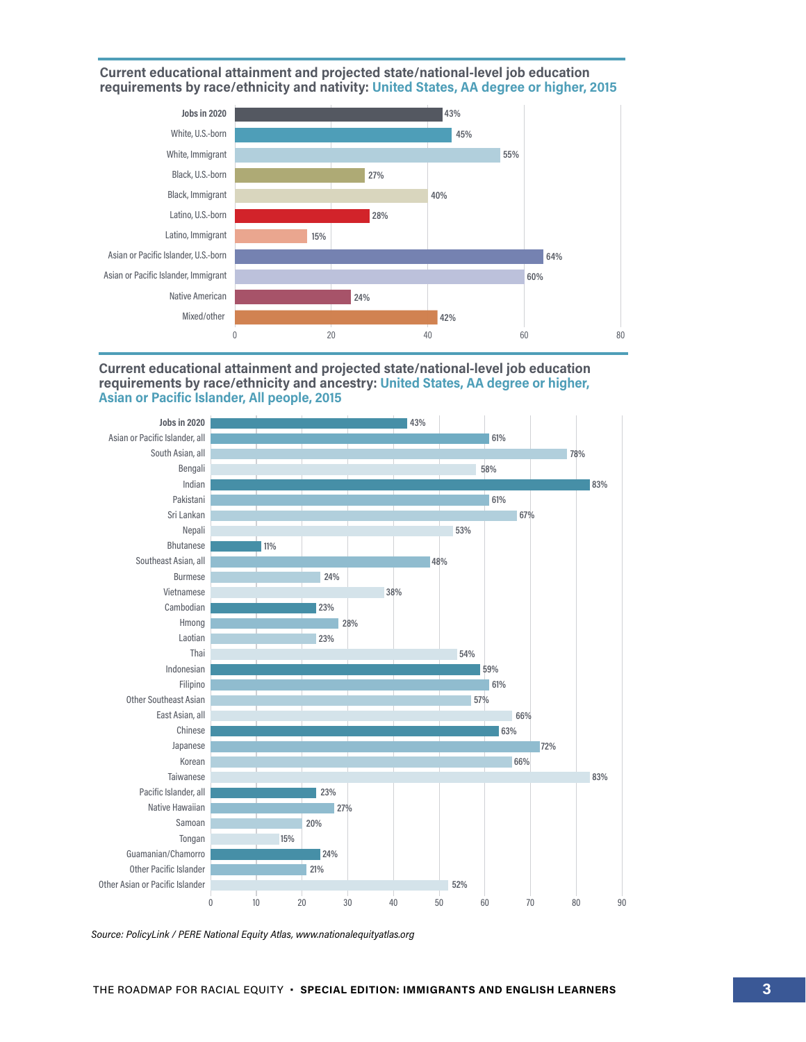### Current educational attainment and projected state/national-level job education requirements by race/ethnicity and nativity: United States, AA degree or higher, 2015

| Group | AA degree or higher |
|---|---|
| **Jobs in 2020** | 43% |
| White, U.S.-born | 45% |
| White, Immigrant | 55% |
| Black, U.S.-born | 27% |
| Black, Immigrant | 40% |
| Latino, U.S.-born | 28% |
| Latino, Immigrant | 15% |
| Asian or Pacific Islander, U.S.-born | 64% |
| Asian or Pacific Islander, Immigrant | 60% |
| Native American | 24% |
| Mixed/other | 42% |

### Current educational attainment and projected state/national-level job education requirements by race/ethnicity and ancestry: United States, AA degree or higher, Asian or Pacific Islander, All people, 2015

| Group | AA degree or higher |
|---|---|
| **Jobs in 2020** | 43% |
| Asian or Pacific Islander, all | 61% |
| South Asian, all | 78% |
| Bengali | 58% |
| Indian | 83% |
| Pakistani | 61% |
| Sri Lankan | 67% |
| Nepali | 53% |
| Bhutanese | 11% |
| Southeast Asian, all | 48% |
| Burmese | 24% |
| Vietnamese | 38% |
| Cambodian | 23% |
| Hmong | 28% |
| Laotian | 23% |
| Thai | 54% |
| Indonesian | 59% |
| Filipino | 61% |
| Other Southeast Asian | 57% |
| East Asian, all | 66% |
| Chinese | 63% |
| Japanese | 72% |
| Korean | 66% |
| Taiwanese | 83% |
| Pacific Islander, all | 23% |
| Native Hawaiian | 27% |
| Samoan | 20% |
| Tongan | 15% |
| Guamanian/Chamorro | 24% |
| Other Pacific Islander | 21% |
| Other Asian or Pacific Islander | 52% |

*Source: PolicyLink / PERE National Equity Atlas, www.nationalequityatlas.org*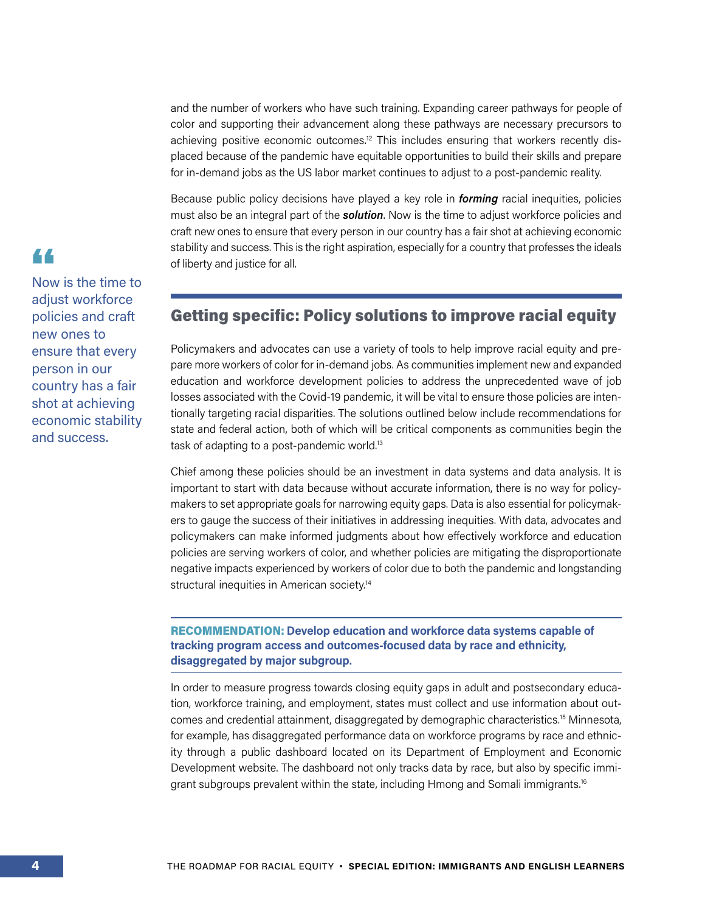and the number of workers who have such training. Expanding career pathways for people of color and supporting their advancement along these pathways are necessary precursors to achieving positive economic outcomes.[12] This includes ensuring that workers recently displaced because of the pandemic have equitable opportunities to build their skills and prepare for in-demand jobs as the US labor market continues to adjust to a post-pandemic reality.

Because public policy decisions have played a key role in ***forming*** racial inequities, policies must also be an integral part of the ***solution***. Now is the time to adjust workforce policies and craft new ones to ensure that every person in our country has a fair shot at achieving economic stability and success. This is the right aspiration, especially for a country that professes the ideals of liberty and justice for all.

> "Now is the time to adjust workforce policies and craft new ones to ensure that every person in our country has a fair shot at achieving economic stability and success.

## Getting specific: Policy solutions to improve racial equity

Policymakers and advocates can use a variety of tools to help improve racial equity and prepare more workers of color for in-demand jobs. As communities implement new and expanded education and workforce development policies to address the unprecedented wave of job losses associated with the Covid-19 pandemic, it will be vital to ensure those policies are intentionally targeting racial disparities. The solutions outlined below include recommendations for state and federal action, both of which will be critical components as communities begin the task of adapting to a post-pandemic world.[13]

Chief among these policies should be an investment in data systems and data analysis. It is important to start with data because without accurate information, there is no way for policymakers to set appropriate goals for narrowing equity gaps. Data is also essential for policymakers to gauge the success of their initiatives in addressing inequities. With data, advocates and policymakers can make informed judgments about how effectively workforce and education policies are serving workers of color, and whether policies are mitigating the disproportionate negative impacts experienced by workers of color due to both the pandemic and longstanding structural inequities in American society.[14]

**RECOMMENDATION: Develop education and workforce data systems capable of tracking program access and outcomes-focused data by race and ethnicity, disaggregated by major subgroup.**

In order to measure progress towards closing equity gaps in adult and postsecondary education, workforce training, and employment, states must collect and use information about outcomes and credential attainment, disaggregated by demographic characteristics.[15] Minnesota, for example, has disaggregated performance data on workforce programs by race and ethnicity through a public dashboard located on its Department of Employment and Economic Development website. The dashboard not only tracks data by race, but also by specific immigrant subgroups prevalent within the state, including Hmong and Somali immigrants.[16]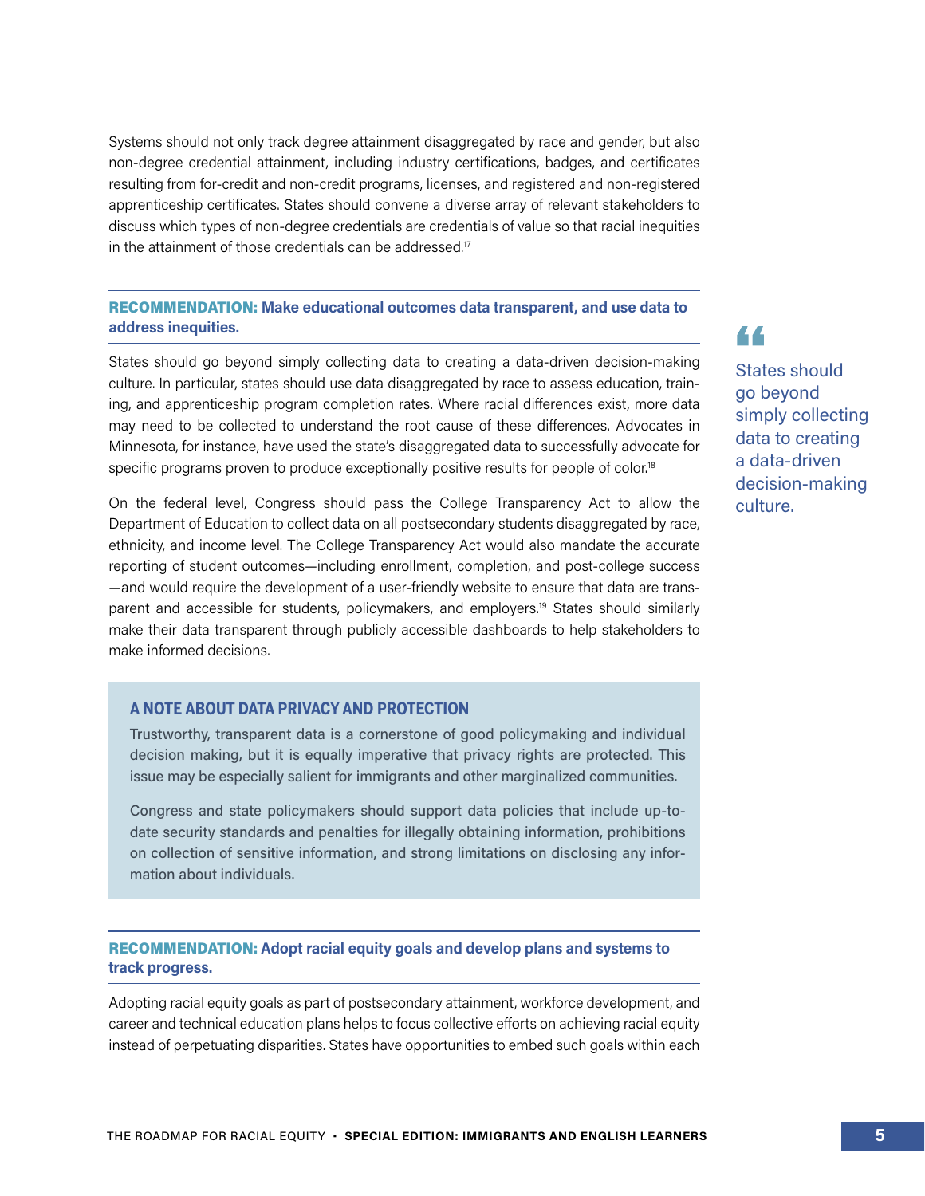Systems should not only track degree attainment disaggregated by race and gender, but also non-degree credential attainment, including industry certifications, badges, and certificates resulting from for-credit and non-credit programs, licenses, and registered and non-registered apprenticeship certificates. States should convene a diverse array of relevant stakeholders to discuss which types of non-degree credentials are credentials of value so that racial inequities in the attainment of those credentials can be addressed.[17]

### RECOMMENDATION: Make educational outcomes data transparent, and use data to address inequities.

States should go beyond simply collecting data to creating a data-driven decision-making culture. In particular, states should use data disaggregated by race to assess education, training, and apprenticeship program completion rates. Where racial differences exist, more data may need to be collected to understand the root cause of these differences. Advocates in Minnesota, for instance, have used the state's disaggregated data to successfully advocate for specific programs proven to produce exceptionally positive results for people of color.[18]

On the federal level, Congress should pass the College Transparency Act to allow the Department of Education to collect data on all postsecondary students disaggregated by race, ethnicity, and income level. The College Transparency Act would also mandate the accurate reporting of student outcomes—including enrollment, completion, and post-college success—and would require the development of a user-friendly website to ensure that data are transparent and accessible for students, policymakers, and employers.[19] States should similarly make their data transparent through publicly accessible dashboards to help stakeholders to make informed decisions.

> "States should go beyond simply collecting data to creating a data-driven decision-making culture.

#### A NOTE ABOUT DATA PRIVACY AND PROTECTION

Trustworthy, transparent data is a cornerstone of good policymaking and individual decision making, but it is equally imperative that privacy rights are protected. This issue may be especially salient for immigrants and other marginalized communities.

Congress and state policymakers should support data policies that include up-to-date security standards and penalties for illegally obtaining information, prohibitions on collection of sensitive information, and strong limitations on disclosing any information about individuals.

### RECOMMENDATION: Adopt racial equity goals and develop plans and systems to track progress.

Adopting racial equity goals as part of postsecondary attainment, workforce development, and career and technical education plans helps to focus collective efforts on achieving racial equity instead of perpetuating disparities. States have opportunities to embed such goals within each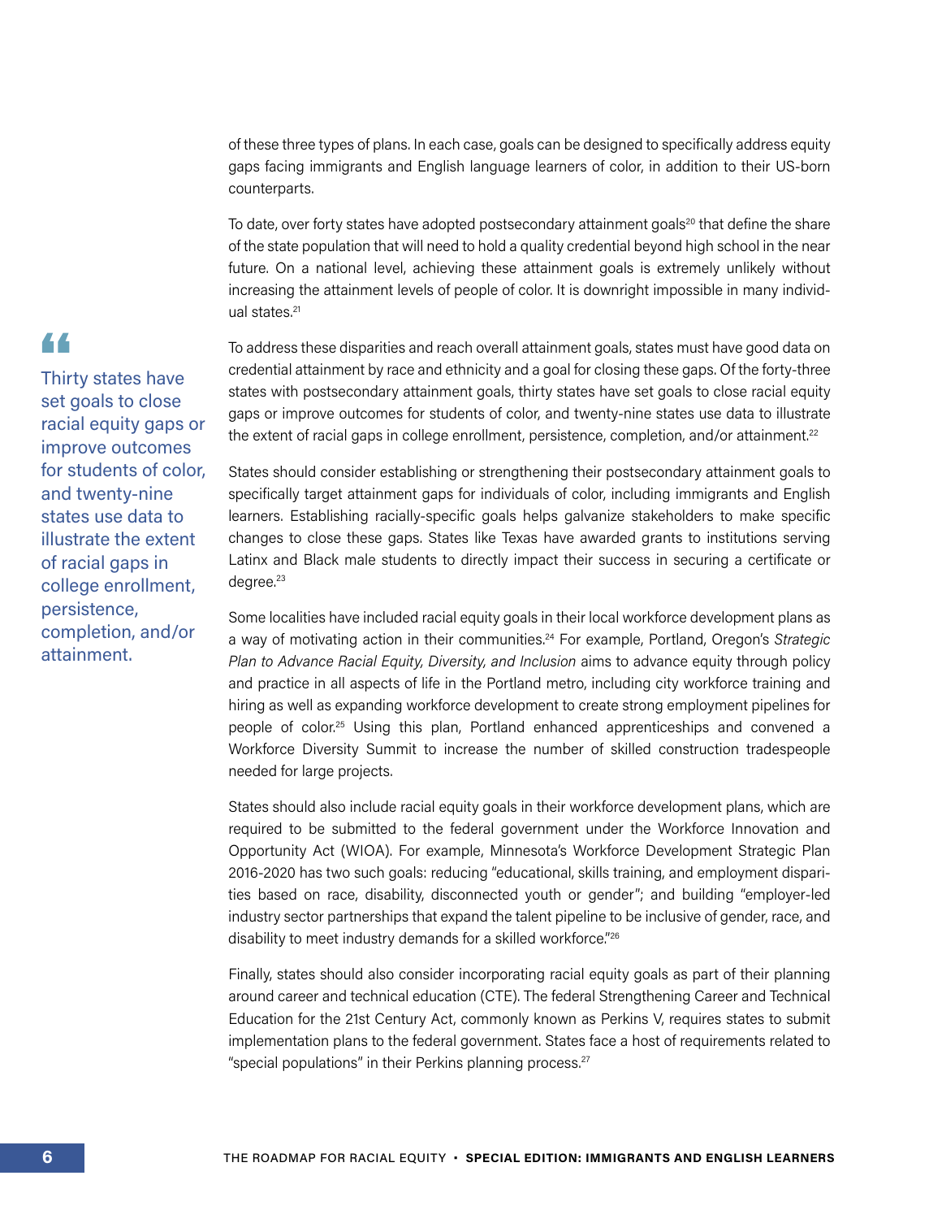of these three types of plans. In each case, goals can be designed to specifically address equity gaps facing immigrants and English language learners of color, in addition to their US-born counterparts.

To date, over forty states have adopted postsecondary attainment goals[20] that define the share of the state population that will need to hold a quality credential beyond high school in the near future. On a national level, achieving these attainment goals is extremely unlikely without increasing the attainment levels of people of color. It is downright impossible in many individual states.[21]

> Thirty states have set goals to close racial equity gaps or improve outcomes for students of color, and twenty-nine states use data to illustrate the extent of racial gaps in college enrollment, persistence, completion, and/or attainment.

To address these disparities and reach overall attainment goals, states must have good data on credential attainment by race and ethnicity and a goal for closing these gaps. Of the forty-three states with postsecondary attainment goals, thirty states have set goals to close racial equity gaps or improve outcomes for students of color, and twenty-nine states use data to illustrate the extent of racial gaps in college enrollment, persistence, completion, and/or attainment.[22]

States should consider establishing or strengthening their postsecondary attainment goals to specifically target attainment gaps for individuals of color, including immigrants and English learners. Establishing racially-specific goals helps galvanize stakeholders to make specific changes to close these gaps. States like Texas have awarded grants to institutions serving Latinx and Black male students to directly impact their success in securing a certificate or degree.[23]

Some localities have included racial equity goals in their local workforce development plans as a way of motivating action in their communities.[24] For example, Portland, Oregon's *Strategic Plan to Advance Racial Equity, Diversity, and Inclusion* aims to advance equity through policy and practice in all aspects of life in the Portland metro, including city workforce training and hiring as well as expanding workforce development to create strong employment pipelines for people of color.[25] Using this plan, Portland enhanced apprenticeships and convened a Workforce Diversity Summit to increase the number of skilled construction tradespeople needed for large projects.

States should also include racial equity goals in their workforce development plans, which are required to be submitted to the federal government under the Workforce Innovation and Opportunity Act (WIOA). For example, Minnesota's Workforce Development Strategic Plan 2016-2020 has two such goals: reducing "educational, skills training, and employment disparities based on race, disability, disconnected youth or gender"; and building "employer-led industry sector partnerships that expand the talent pipeline to be inclusive of gender, race, and disability to meet industry demands for a skilled workforce."[26]

Finally, states should also consider incorporating racial equity goals as part of their planning around career and technical education (CTE). The federal Strengthening Career and Technical Education for the 21st Century Act, commonly known as Perkins V, requires states to submit implementation plans to the federal government. States face a host of requirements related to "special populations" in their Perkins planning process.[27]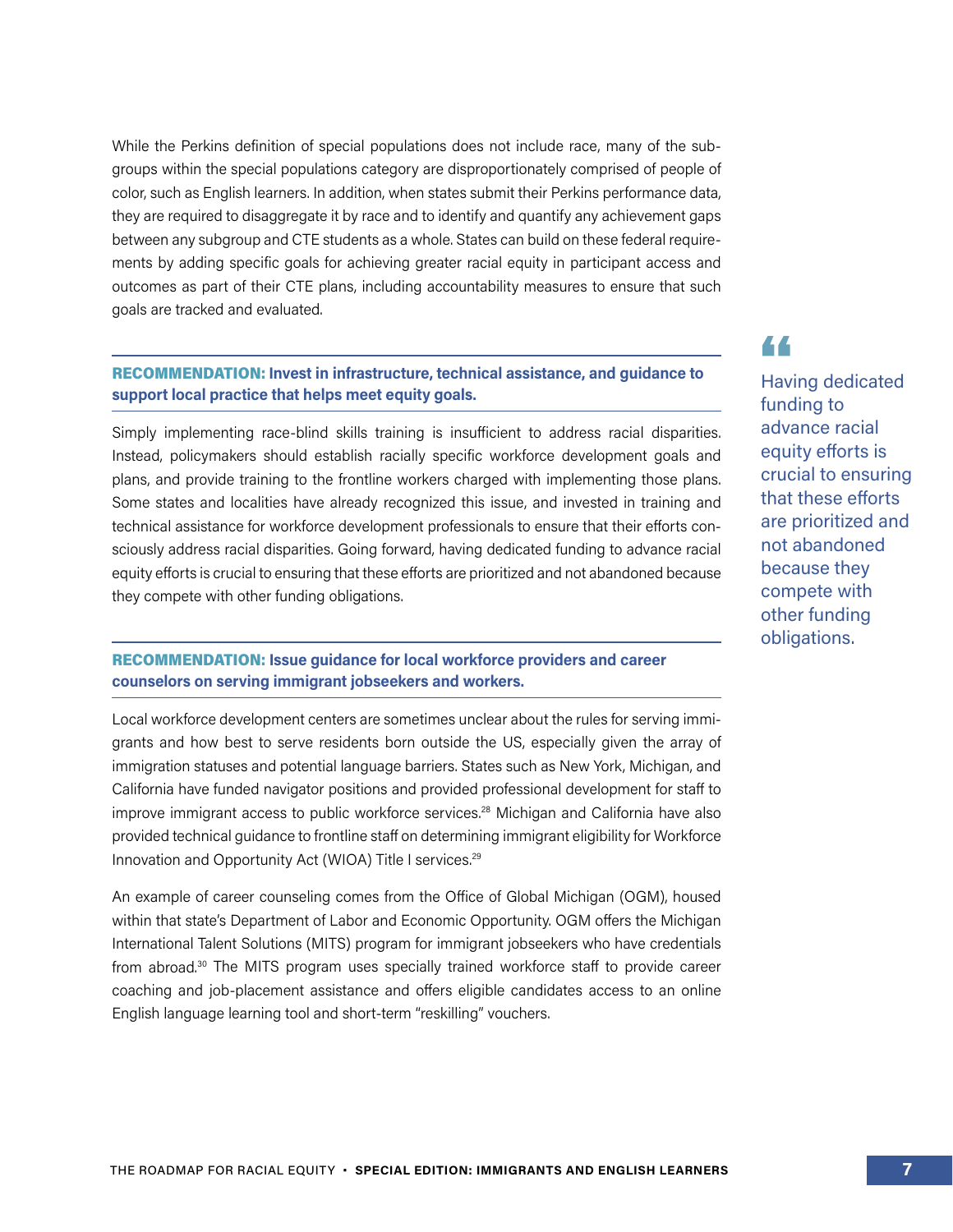While the Perkins definition of special populations does not include race, many of the subgroups within the special populations category are disproportionately comprised of people of color, such as English learners. In addition, when states submit their Perkins performance data, they are required to disaggregate it by race and to identify and quantify any achievement gaps between any subgroup and CTE students as a whole. States can build on these federal requirements by adding specific goals for achieving greater racial equity in participant access and outcomes as part of their CTE plans, including accountability measures to ensure that such goals are tracked and evaluated.

### RECOMMENDATION: Invest in infrastructure, technical assistance, and guidance to support local practice that helps meet equity goals.

Simply implementing race-blind skills training is insufficient to address racial disparities. Instead, policymakers should establish racially specific workforce development goals and plans, and provide training to the frontline workers charged with implementing those plans. Some states and localities have already recognized this issue, and invested in training and technical assistance for workforce development professionals to ensure that their efforts consciously address racial disparities. Going forward, having dedicated funding to advance racial equity efforts is crucial to ensuring that these efforts are prioritized and not abandoned because they compete with other funding obligations.

> "Having dedicated funding to advance racial equity efforts is crucial to ensuring that these efforts are prioritized and not abandoned because they compete with other funding obligations.

### RECOMMENDATION: Issue guidance for local workforce providers and career counselors on serving immigrant jobseekers and workers.

Local workforce development centers are sometimes unclear about the rules for serving immigrants and how best to serve residents born outside the US, especially given the array of immigration statuses and potential language barriers. States such as New York, Michigan, and California have funded navigator positions and provided professional development for staff to improve immigrant access to public workforce services.[28] Michigan and California have also provided technical guidance to frontline staff on determining immigrant eligibility for Workforce Innovation and Opportunity Act (WIOA) Title I services.[29]

An example of career counseling comes from the Office of Global Michigan (OGM), housed within that state's Department of Labor and Economic Opportunity. OGM offers the Michigan International Talent Solutions (MITS) program for immigrant jobseekers who have credentials from abroad.[30] The MITS program uses specially trained workforce staff to provide career coaching and job-placement assistance and offers eligible candidates access to an online English language learning tool and short-term "reskilling" vouchers.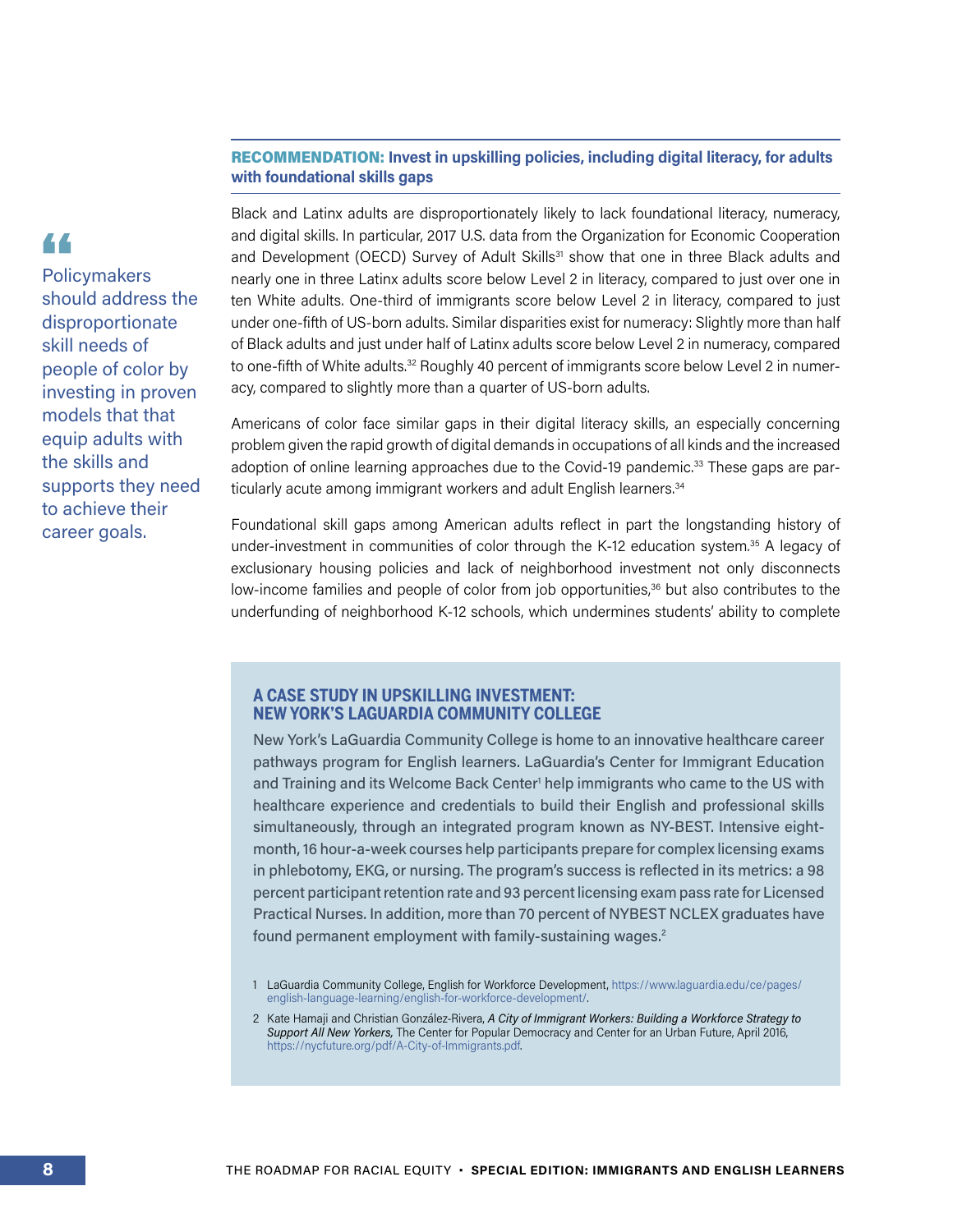> Policymakers should address the disproportionate skill needs of people of color by investing in proven models that that equip adults with the skills and supports they need to achieve their career goals.

### RECOMMENDATION: Invest in upskilling policies, including digital literacy, for adults with foundational skills gaps

Black and Latinx adults are disproportionately likely to lack foundational literacy, numeracy, and digital skills. In particular, 2017 U.S. data from the Organization for Economic Cooperation and Development (OECD) Survey of Adult Skills[31] show that one in three Black adults and nearly one in three Latinx adults score below Level 2 in literacy, compared to just over one in ten White adults. One-third of immigrants score below Level 2 in literacy, compared to just under one-fifth of US-born adults. Similar disparities exist for numeracy: Slightly more than half of Black adults and just under half of Latinx adults score below Level 2 in numeracy, compared to one-fifth of White adults.[32] Roughly 40 percent of immigrants score below Level 2 in numeracy, compared to slightly more than a quarter of US-born adults.

Americans of color face similar gaps in their digital literacy skills, an especially concerning problem given the rapid growth of digital demands in occupations of all kinds and the increased adoption of online learning approaches due to the Covid-19 pandemic.[33] These gaps are particularly acute among immigrant workers and adult English learners.[34]

Foundational skill gaps among American adults reflect in part the longstanding history of under-investment in communities of color through the K-12 education system.[35] A legacy of exclusionary housing policies and lack of neighborhood investment not only disconnects low-income families and people of color from job opportunities,[36] but also contributes to the underfunding of neighborhood K-12 schools, which undermines students' ability to complete

#### A CASE STUDY IN UPSKILLING INVESTMENT: NEW YORK'S LAGUARDIA COMMUNITY COLLEGE

New York's LaGuardia Community College is home to an innovative healthcare career pathways program for English learners. LaGuardia's Center for Immigrant Education and Training and its Welcome Back Center[1] help immigrants who came to the US with healthcare experience and credentials to build their English and professional skills simultaneously, through an integrated program known as NY-BEST. Intensive eight-month, 16 hour-a-week courses help participants prepare for complex licensing exams in phlebotomy, EKG, or nursing. The program's success is reflected in its metrics: a 98 percent participant retention rate and 93 percent licensing exam pass rate for Licensed Practical Nurses. In addition, more than 70 percent of NYBEST NCLEX graduates have found permanent employment with family-sustaining wages.[2]

1 LaGuardia Community College, English for Workforce Development, https://www.laguardia.edu/ce/pages/english-language-learning/english-for-workforce-development/.

2 Kate Hamaji and Christian González-Rivera, *A City of Immigrant Workers: Building a Workforce Strategy to Support All New Yorkers,* The Center for Popular Democracy and Center for an Urban Future, April 2016, https://nycfuture.org/pdf/A-City-of-Immigrants.pdf.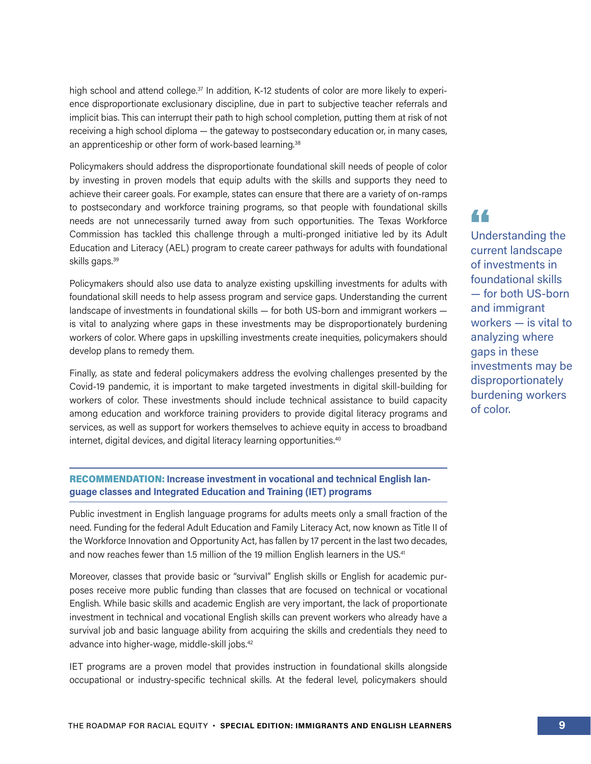high school and attend college.[37] In addition, K-12 students of color are more likely to experience disproportionate exclusionary discipline, due in part to subjective teacher referrals and implicit bias. This can interrupt their path to high school completion, putting them at risk of not receiving a high school diploma — the gateway to postsecondary education or, in many cases, an apprenticeship or other form of work-based learning.[38]

Policymakers should address the disproportionate foundational skill needs of people of color by investing in proven models that equip adults with the skills and supports they need to achieve their career goals. For example, states can ensure that there are a variety of on-ramps to postsecondary and workforce training programs, so that people with foundational skills needs are not unnecessarily turned away from such opportunities. The Texas Workforce Commission has tackled this challenge through a multi-pronged initiative led by its Adult Education and Literacy (AEL) program to create career pathways for adults with foundational skills gaps.[39]

Policymakers should also use data to analyze existing upskilling investments for adults with foundational skill needs to help assess program and service gaps. Understanding the current landscape of investments in foundational skills — for both US-born and immigrant workers — is vital to analyzing where gaps in these investments may be disproportionately burdening workers of color. Where gaps in upskilling investments create inequities, policymakers should develop plans to remedy them.

> "Understanding the current landscape of investments in foundational skills — for both US-born and immigrant workers — is vital to analyzing where gaps in these investments may be disproportionately burdening workers of color.

Finally, as state and federal policymakers address the evolving challenges presented by the Covid-19 pandemic, it is important to make targeted investments in digital skill-building for workers of color. These investments should include technical assistance to build capacity among education and workforce training providers to provide digital literacy programs and services, as well as support for workers themselves to achieve equity in access to broadband internet, digital devices, and digital literacy learning opportunities.[40]

### RECOMMENDATION: Increase investment in vocational and technical English language classes and Integrated Education and Training (IET) programs

Public investment in English language programs for adults meets only a small fraction of the need. Funding for the federal Adult Education and Family Literacy Act, now known as Title II of the Workforce Innovation and Opportunity Act, has fallen by 17 percent in the last two decades, and now reaches fewer than 1.5 million of the 19 million English learners in the US.[41]

Moreover, classes that provide basic or "survival" English skills or English for academic purposes receive more public funding than classes that are focused on technical or vocational English. While basic skills and academic English are very important, the lack of proportionate investment in technical and vocational English skills can prevent workers who already have a survival job and basic language ability from acquiring the skills and credentials they need to advance into higher-wage, middle-skill jobs.[42]

IET programs are a proven model that provides instruction in foundational skills alongside occupational or industry-specific technical skills. At the federal level, policymakers should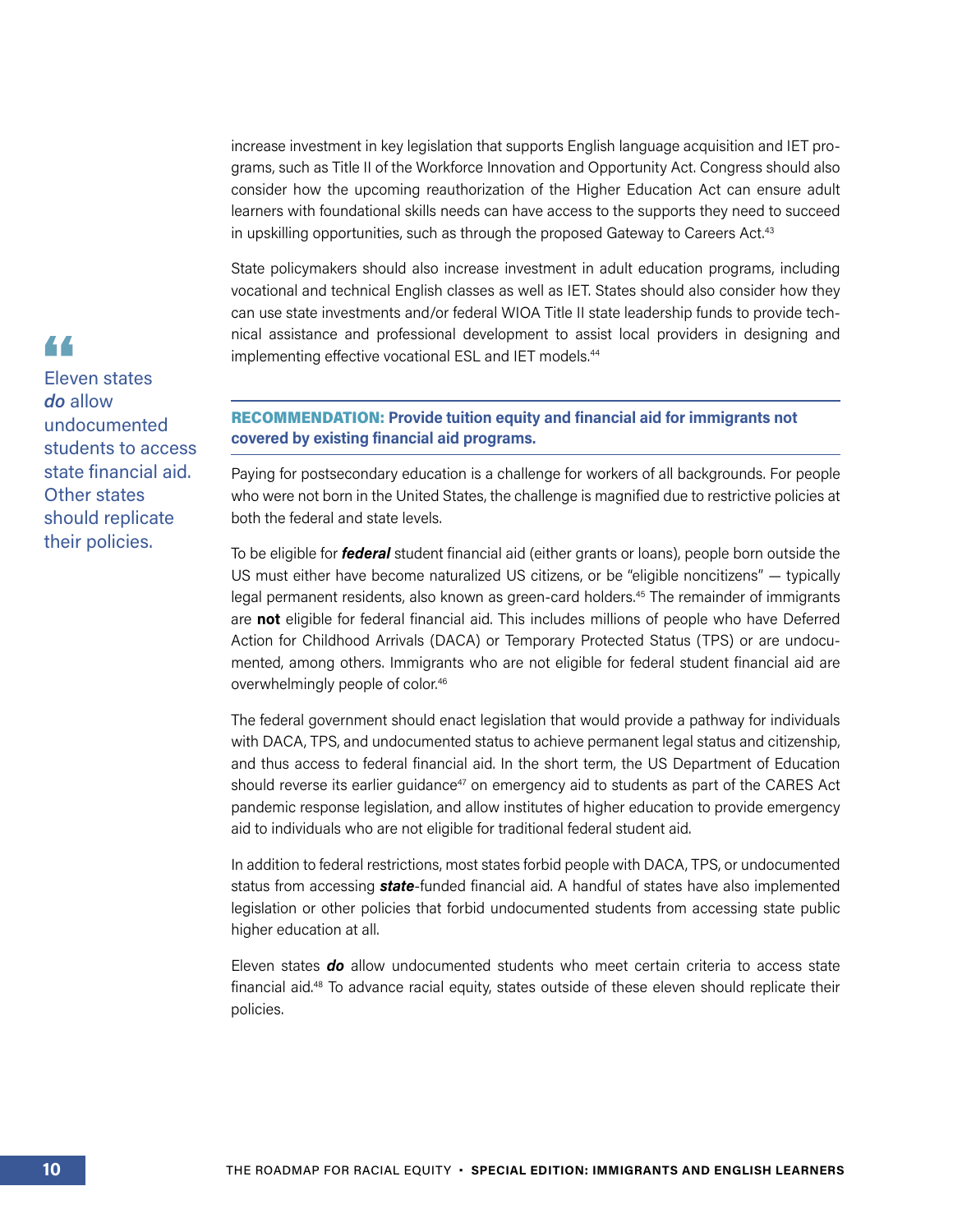increase investment in key legislation that supports English language acquisition and IET programs, such as Title II of the Workforce Innovation and Opportunity Act. Congress should also consider how the upcoming reauthorization of the Higher Education Act can ensure adult learners with foundational skills needs can have access to the supports they need to succeed in upskilling opportunities, such as through the proposed Gateway to Careers Act.[43]

State policymakers should also increase investment in adult education programs, including vocational and technical English classes as well as IET. States should also consider how they can use state investments and/or federal WIOA Title II state leadership funds to provide technical assistance and professional development to assist local providers in designing and implementing effective vocational ESL and IET models.[44]

> "Eleven states ***do*** allow undocumented students to access state financial aid. Other states should replicate their policies.

## RECOMMENDATION: Provide tuition equity and financial aid for immigrants not covered by existing financial aid programs.

Paying for postsecondary education is a challenge for workers of all backgrounds. For people who were not born in the United States, the challenge is magnified due to restrictive policies at both the federal and state levels.

To be eligible for ***federal*** student financial aid (either grants or loans), people born outside the US must either have become naturalized US citizens, or be "eligible noncitizens" — typically legal permanent residents, also known as green-card holders.[45] The remainder of immigrants are **not** eligible for federal financial aid. This includes millions of people who have Deferred Action for Childhood Arrivals (DACA) or Temporary Protected Status (TPS) or are undocumented, among others. Immigrants who are not eligible for federal student financial aid are overwhelmingly people of color.[46]

The federal government should enact legislation that would provide a pathway for individuals with DACA, TPS, and undocumented status to achieve permanent legal status and citizenship, and thus access to federal financial aid. In the short term, the US Department of Education should reverse its earlier guidance[47] on emergency aid to students as part of the CARES Act pandemic response legislation, and allow institutes of higher education to provide emergency aid to individuals who are not eligible for traditional federal student aid.

In addition to federal restrictions, most states forbid people with DACA, TPS, or undocumented status from accessing ***state***-funded financial aid. A handful of states have also implemented legislation or other policies that forbid undocumented students from accessing state public higher education at all.

Eleven states ***do*** allow undocumented students who meet certain criteria to access state financial aid.[48] To advance racial equity, states outside of these eleven should replicate their policies.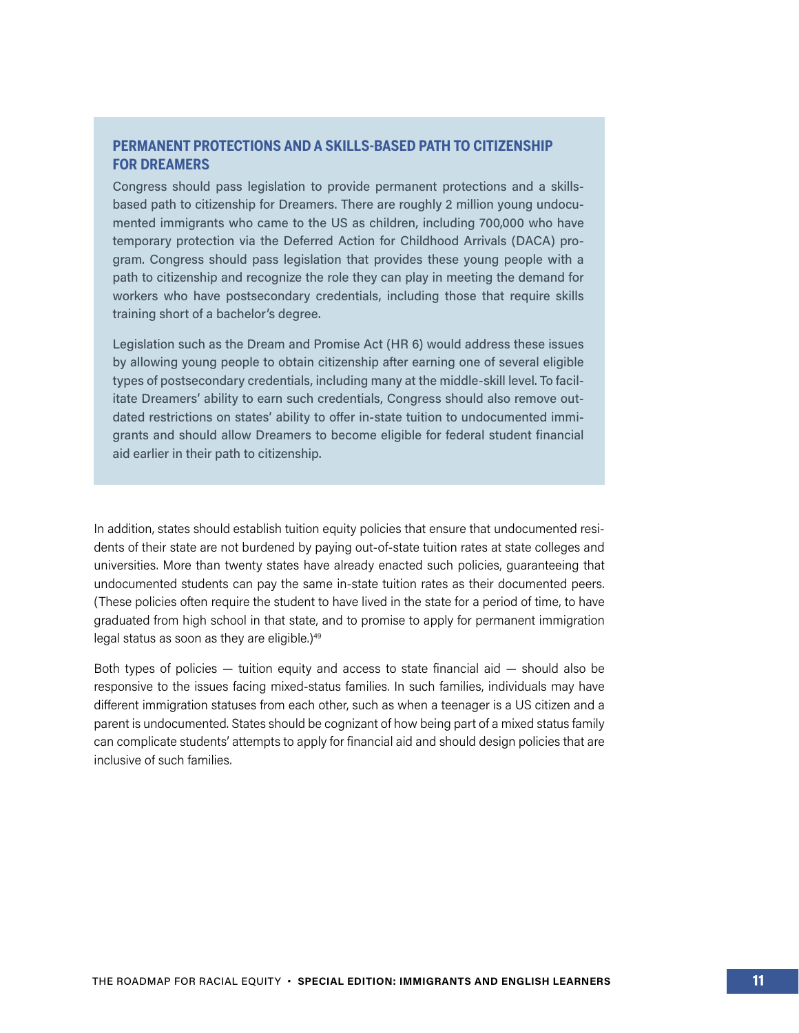### PERMANENT PROTECTIONS AND A SKILLS-BASED PATH TO CITIZENSHIP FOR DREAMERS

Congress should pass legislation to provide permanent protections and a skills-based path to citizenship for Dreamers. There are roughly 2 million young undocumented immigrants who came to the US as children, including 700,000 who have temporary protection via the Deferred Action for Childhood Arrivals (DACA) program. Congress should pass legislation that provides these young people with a path to citizenship and recognize the role they can play in meeting the demand for workers who have postsecondary credentials, including those that require skills training short of a bachelor's degree.

Legislation such as the Dream and Promise Act (HR 6) would address these issues by allowing young people to obtain citizenship after earning one of several eligible types of postsecondary credentials, including many at the middle-skill level. To facilitate Dreamers' ability to earn such credentials, Congress should also remove outdated restrictions on states' ability to offer in-state tuition to undocumented immigrants and should allow Dreamers to become eligible for federal student financial aid earlier in their path to citizenship.

In addition, states should establish tuition equity policies that ensure that undocumented residents of their state are not burdened by paying out-of-state tuition rates at state colleges and universities. More than twenty states have already enacted such policies, guaranteeing that undocumented students can pay the same in-state tuition rates as their documented peers. (These policies often require the student to have lived in the state for a period of time, to have graduated from high school in that state, and to promise to apply for permanent immigration legal status as soon as they are eligible.)[49]

Both types of policies — tuition equity and access to state financial aid — should also be responsive to the issues facing mixed-status families. In such families, individuals may have different immigration statuses from each other, such as when a teenager is a US citizen and a parent is undocumented. States should be cognizant of how being part of a mixed status family can complicate students' attempts to apply for financial aid and should design policies that are inclusive of such families.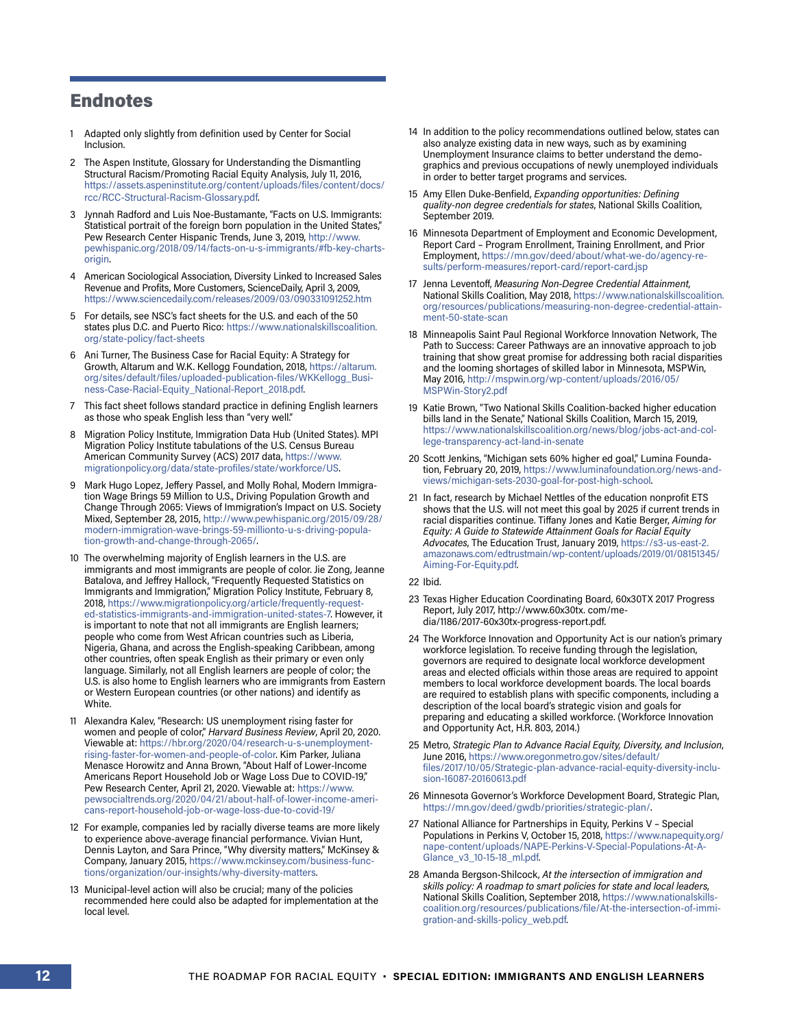## Endnotes

1. Adapted only slightly from definition used by Center for Social Inclusion.

2. The Aspen Institute, Glossary for Understanding the Dismantling Structural Racism/Promoting Racial Equity Analysis, July 11, 2016, https://assets.aspeninstitute.org/content/uploads/files/content/docs/rcc/RCC-Structural-Racism-Glossary.pdf.

3. Jynnah Radford and Luis Noe-Bustamante, "Facts on U.S. Immigrants: Statistical portrait of the foreign born population in the United States," Pew Research Center Hispanic Trends, June 3, 2019, http://www.pewhispanic.org/2018/09/14/facts-on-u-s-immigrants/#fb-key-charts-origin.

4. American Sociological Association, Diversity Linked to Increased Sales Revenue and Profits, More Customers, ScienceDaily, April 3, 2009, https://www.sciencedaily.com/releases/2009/03/090331091252.htm

5. For details, see NSC's fact sheets for the U.S. and each of the 50 states plus D.C. and Puerto Rico: https://www.nationalskillscoalition.org/state-policy/fact-sheets

6. Ani Turner, The Business Case for Racial Equity: A Strategy for Growth, Altarum and W.K. Kellogg Foundation, 2018, https://altarum.org/sites/default/files/uploaded-publication-files/WKKellogg_Business-Case-Racial-Equity_National-Report_2018.pdf.

7. This fact sheet follows standard practice in defining English learners as those who speak English less than "very well."

8. Migration Policy Institute, Immigration Data Hub (United States). MPI Migration Policy Institute tabulations of the U.S. Census Bureau American Community Survey (ACS) 2017 data, https://www.migrationpolicy.org/data/state-profiles/state/workforce/US.

9. Mark Hugo Lopez, Jeffery Passel, and Molly Rohal, Modern Immigration Wage Brings 59 Million to U.S., Driving Population Growth and Change Through 2065: Views of Immigration's Impact on U.S. Society Mixed, September 28, 2015, http://www.pewhispanic.org/2015/09/28/modern-immigration-wave-brings-59-millionto-u-s-driving-population-growth-and-change-through-2065/.

10. The overwhelming majority of English learners in the U.S. are immigrants and most immigrants are people of color. Jie Zong, Jeanne Batalova, and Jeffrey Hallock, "Frequently Requested Statistics on Immigrants and Immigration," Migration Policy Institute, February 8, 2018, https://www.migrationpolicy.org/article/frequently-requested-statistics-immigrants-and-immigration-united-states-7. However, it is important to note that not all immigrants are English learners; people who come from West African countries such as Liberia, Nigeria, Ghana, and across the English-speaking Caribbean, among other countries, often speak English as their primary or even only language. Similarly, not all English learners are people of color; the U.S. is also home to English learners who are immigrants from Eastern or Western European countries (or other nations) and identify as White.

11. Alexandra Kalev, "Research: US unemployment rising faster for women and people of color," *Harvard Business Review*, April 20, 2020. Viewable at: https://hbr.org/2020/04/research-u-s-unemployment-rising-faster-for-women-and-people-of-color. Kim Parker, Juliana Menasce Horowitz and Anna Brown, "About Half of Lower-Income Americans Report Household Job or Wage Loss Due to COVID-19," Pew Research Center, April 21, 2020. Viewable at: https://www.pewsocialtrends.org/2020/04/21/about-half-of-lower-income-americans-report-household-job-or-wage-loss-due-to-covid-19/

12. For example, companies led by racially diverse teams are more likely to experience above-average financial performance. Vivian Hunt, Dennis Layton, and Sara Prince, "Why diversity matters," McKinsey & Company, January 2015, https://www.mckinsey.com/business-functions/organization/our-insights/why-diversity-matters.

13. Municipal-level action will also be crucial; many of the policies recommended here could also be adapted for implementation at the local level.

14. In addition to the policy recommendations outlined below, states can also analyze existing data in new ways, such as by examining Unemployment Insurance claims to better understand the demographics and previous occupations of newly unemployed individuals in order to better target programs and services.

15. Amy Ellen Duke-Benfield, *Expanding opportunities: Defining quality-non degree credentials for states*, National Skills Coalition, September 2019.

16. Minnesota Department of Employment and Economic Development, Report Card – Program Enrollment, Training Enrollment, and Prior Employment, https://mn.gov/deed/about/what-we-do/agency-results/perform-measures/report-card/report-card.jsp

17. Jenna Leventoff, *Measuring Non-Degree Credential Attainment*, National Skills Coalition, May 2018, https://www.nationalskillscoalition.org/resources/publications/measuring-non-degree-credential-attainment-50-state-scan

18. Minneapolis Saint Paul Regional Workforce Innovation Network, The Path to Success: Career Pathways are an innovative approach to job training that show great promise for addressing both racial disparities and the looming shortages of skilled labor in Minnesota, MSPWin, May 2016, http://mspwin.org/wp-content/uploads/2016/05/MSPWin-Story2.pdf

19. Katie Brown, "Two National Skills Coalition-backed higher education bills land in the Senate," National Skills Coalition, March 15, 2019, https://www.nationalskillscoalition.org/news/blog/jobs-act-and-college-transparency-act-land-in-senate

20. Scott Jenkins, "Michigan sets 60% higher ed goal," Lumina Foundation, February 20, 2019, https://www.luminafoundation.org/news-and-views/michigan-sets-2030-goal-for-post-high-school.

21. In fact, research by Michael Nettles of the education nonprofit ETS shows that the U.S. will not meet this goal by 2025 if current trends in racial disparities continue. Tiffany Jones and Katie Berger, *Aiming for Equity: A Guide to Statewide Attainment Goals for Racial Equity Advocates*, The Education Trust, January 2019, https://s3-us-east-2.amazonaws.com/edtrustmain/wp-content/uploads/2019/01/08151345/Aiming-For-Equity.pdf.

22. Ibid.

23. Texas Higher Education Coordinating Board, 60x30TX 2017 Progress Report, July 2017, http://www.60x30tx. com/media/1186/2017-60x30tx-progress-report.pdf.

24. The Workforce Innovation and Opportunity Act is our nation's primary workforce legislation. To receive funding through the legislation, governors are required to designate local workforce development areas and elected officials within those areas are required to appoint members to local workforce development boards. The local boards are required to establish plans with specific components, including a description of the local board's strategic vision and goals for preparing and educating a skilled workforce. (Workforce Innovation and Opportunity Act, H.R. 803, 2014.)

25. Metro, *Strategic Plan to Advance Racial Equity, Diversity, and Inclusion*, June 2016, https://www.oregonmetro.gov/sites/default/files/2017/10/05/Strategic-plan-advance-racial-equity-diversity-inclusion-16087-20160613.pdf

26. Minnesota Governor's Workforce Development Board, Strategic Plan, https://mn.gov/deed/gwdb/priorities/strategic-plan/.

27. National Alliance for Partnerships in Equity, Perkins V – Special Populations in Perkins V, October 15, 2018, https://www.napequity.org/nape-content/uploads/NAPE-Perkins-V-Special-Populations-At-A-Glance_v3_10-15-18_ml.pdf.

28. Amanda Bergson-Shilcock, *At the intersection of immigration and skills policy: A roadmap to smart policies for state and local leaders*, National Skills Coalition, September 2018, https://www.nationalskillscoalition.org/resources/publications/file/At-the-intersection-of-immigration-and-skills-policy_web.pdf.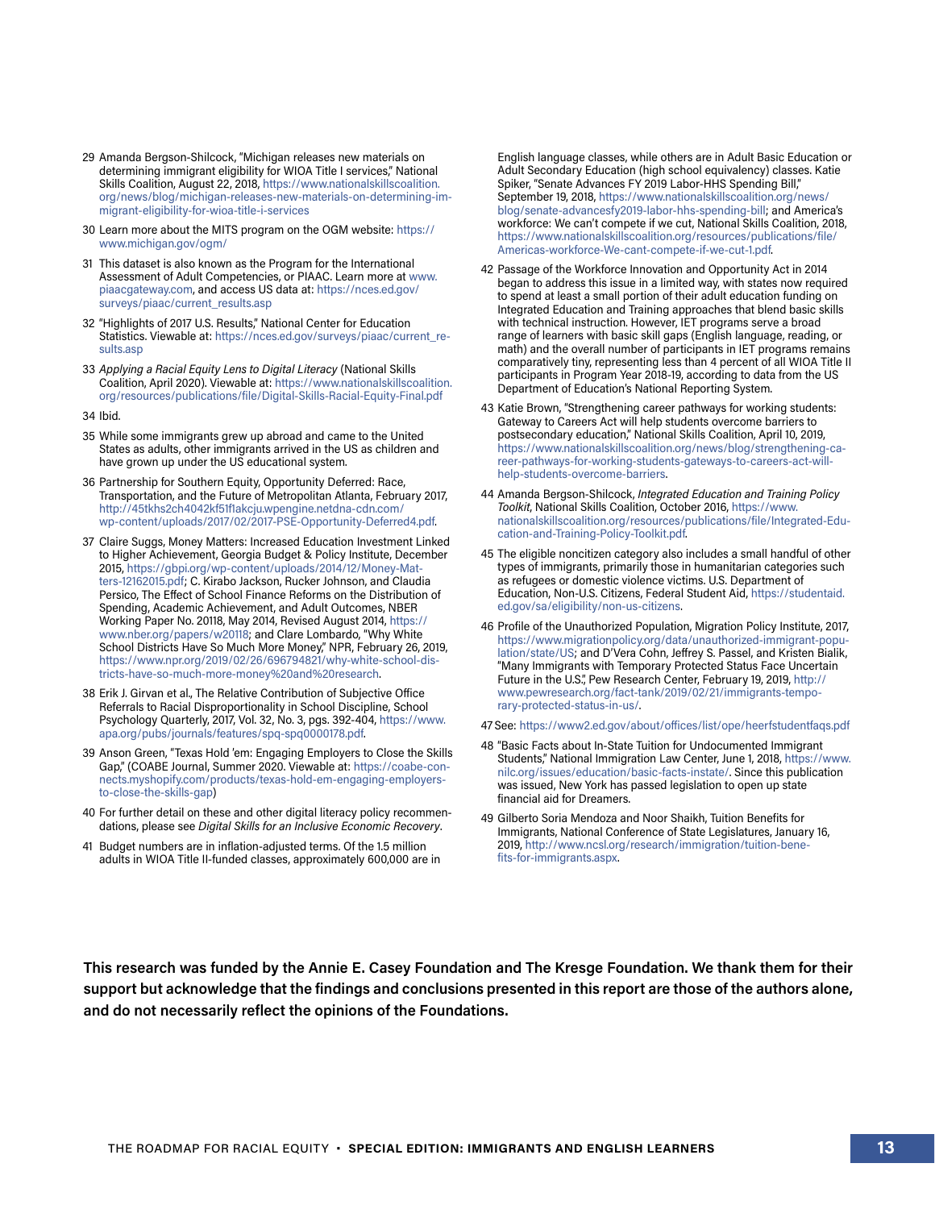29 Amanda Bergson-Shilcock, "Michigan releases new materials on determining immigrant eligibility for WIOA Title I services," National Skills Coalition, August 22, 2018, https://www.nationalskillscoalition.org/news/blog/michigan-releases-new-materials-on-determining-immigrant-eligibility-for-wioa-title-i-services

30 Learn more about the MITS program on the OGM website: https://www.michigan.gov/ogm/

31 This dataset is also known as the Program for the International Assessment of Adult Competencies, or PIAAC. Learn more at www.piaacgateway.com, and access US data at: https://nces.ed.gov/surveys/piaac/current_results.asp

32 "Highlights of 2017 U.S. Results," National Center for Education Statistics. Viewable at: https://nces.ed.gov/surveys/piaac/current_results.asp

33 *Applying a Racial Equity Lens to Digital Literacy* (National Skills Coalition, April 2020). Viewable at: https://www.nationalskillscoalition.org/resources/publications/file/Digital-Skills-Racial-Equity-Final.pdf

34 Ibid.

35 While some immigrants grew up abroad and came to the United States as adults, other immigrants arrived in the US as children and have grown up under the US educational system.

36 Partnership for Southern Equity, Opportunity Deferred: Race, Transportation, and the Future of Metropolitan Atlanta, February 2017, http://45tkhs2ch4042kf51f1akcju.wpengine.netdna-cdn.com/wp-content/uploads/2017/02/2017-PSE-Opportunity-Deferred4.pdf.

37 Claire Suggs, Money Matters: Increased Education Investment Linked to Higher Achievement, Georgia Budget & Policy Institute, December 2015, https://gbpi.org/wp-content/uploads/2014/12/Money-Matters-12162015.pdf; C. Kirabo Jackson, Rucker Johnson, and Claudia Persico, The Effect of School Finance Reforms on the Distribution of Spending, Academic Achievement, and Adult Outcomes, NBER Working Paper No. 20118, May 2014, Revised August 2014, https://www.nber.org/papers/w20118; and Clare Lombardo, "Why White School Districts Have So Much More Money," NPR, February 26, 2019, https://www.npr.org/2019/02/26/696794821/why-white-school-districts-have-so-much-more-money%20and%20research.

38 Erik J. Girvan et al., The Relative Contribution of Subjective Office Referrals to Racial Disproportionality in School Discipline, School Psychology Quarterly, 2017, Vol. 32, No. 3, pgs. 392-404, https://www.apa.org/pubs/journals/features/spq-spq0000178.pdf.

39 Anson Green, "Texas Hold 'em: Engaging Employers to Close the Skills Gap," (COABE Journal, Summer 2020. Viewable at: https://coabe-connects.myshopify.com/products/texas-hold-em-engaging-employers-to-close-the-skills-gap)

40 For further detail on these and other digital literacy policy recommendations, please see *Digital Skills for an Inclusive Economic Recovery*.

41 Budget numbers are in inflation-adjusted terms. Of the 1.5 million adults in WIOA Title II-funded classes, approximately 600,000 are in English language classes, while others are in Adult Basic Education or Adult Secondary Education (high school equivalency) classes. Katie Spiker, "Senate Advances FY 2019 Labor-HHS Spending Bill," September 19, 2018, https://www.nationalskillscoalition.org/news/blog/senate-advancesfy2019-labor-hhs-spending-bill; and America's workforce: We can't compete if we cut, National Skills Coalition, 2018, https://www.nationalskillscoalition.org/resources/publications/file/Americas-workforce-We-cant-compete-if-we-cut-1.pdf.

42 Passage of the Workforce Innovation and Opportunity Act in 2014 began to address this issue in a limited way, with states now required to spend at least a small portion of their adult education funding on Integrated Education and Training approaches that blend basic skills with technical instruction. However, IET programs serve a broad range of learners with basic skill gaps (English language, reading, or math) and the overall number of participants in IET programs remains comparatively tiny, representing less than 4 percent of all WIOA Title II participants in Program Year 2018-19, according to data from the US Department of Education's National Reporting System.

43 Katie Brown, "Strengthening career pathways for working students: Gateway to Careers Act will help students overcome barriers to postsecondary education," National Skills Coalition, April 10, 2019, https://www.nationalskillscoalition.org/news/blog/strengthening-career-pathways-for-working-students-gateways-to-careers-act-will-help-students-overcome-barriers.

44 Amanda Bergson-Shilcock, *Integrated Education and Training Policy Toolkit*, National Skills Coalition, October 2016, https://www.nationalskillscoalition.org/resources/publications/file/Integrated-Education-and-Training-Policy-Toolkit.pdf.

45 The eligible noncitizen category also includes a small handful of other types of immigrants, primarily those in humanitarian categories such as refugees or domestic violence victims. U.S. Department of Education, Non-U.S. Citizens, Federal Student Aid, https://studentaid.ed.gov/sa/eligibility/non-us-citizens.

46 Profile of the Unauthorized Population, Migration Policy Institute, 2017, https://www.migrationpolicy.org/data/unauthorized-immigrant-population/state/US; and D'Vera Cohn, Jeffrey S. Passel, and Kristen Bialik, "Many Immigrants with Temporary Protected Status Face Uncertain Future in the U.S.", Pew Research Center, February 19, 2019, http://www.pewresearch.org/fact-tank/2019/02/21/immigrants-temporary-protected-status-in-us/.

47 See: https://www2.ed.gov/about/offices/list/ope/heerfstudentfaqs.pdf

48 "Basic Facts about In-State Tuition for Undocumented Immigrant Students," National Immigration Law Center, June 1, 2018, https://www.nilc.org/issues/education/basic-facts-instate/. Since this publication was issued, New York has passed legislation to open up state financial aid for Dreamers.

49 Gilberto Soria Mendoza and Noor Shaikh, Tuition Benefits for Immigrants, National Conference of State Legislatures, January 16, 2019, http://www.ncsl.org/research/immigration/tuition-benefits-for-immigrants.aspx.

**This research was funded by the Annie E. Casey Foundation and The Kresge Foundation. We thank them for their support but acknowledge that the findings and conclusions presented in this report are those of the authors alone, and do not necessarily reflect the opinions of the Foundations.**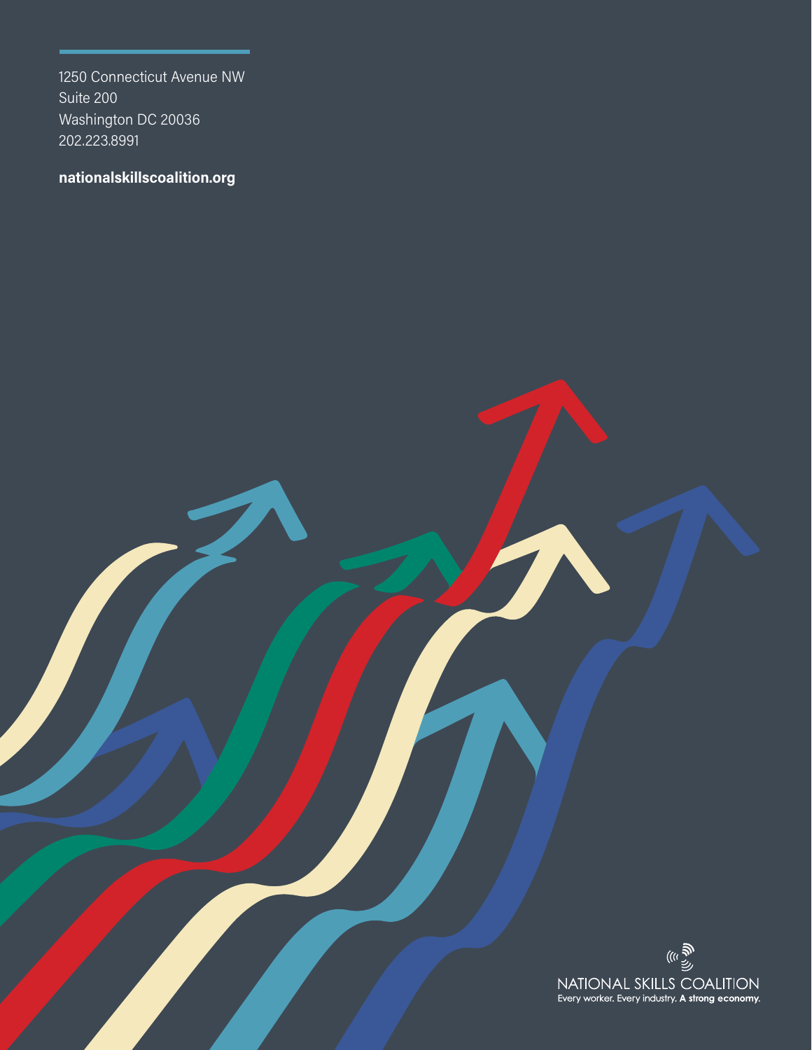1250 Connecticut Avenue NW
Suite 200
Washington DC 20036
202.223.8991

**nationalskillscoalition.org**

NATIONAL SKILLS COALITION
Every worker. Every industry. **A strong economy.**